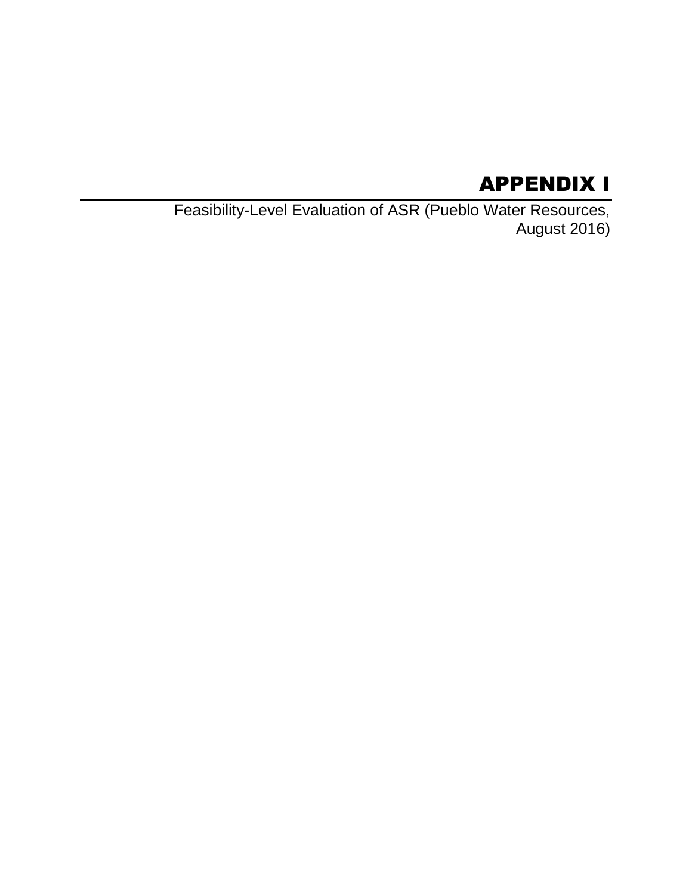# APPENDIX I

Feasibility-Level Evaluation of ASR (Pueblo Water Resources, August 2016)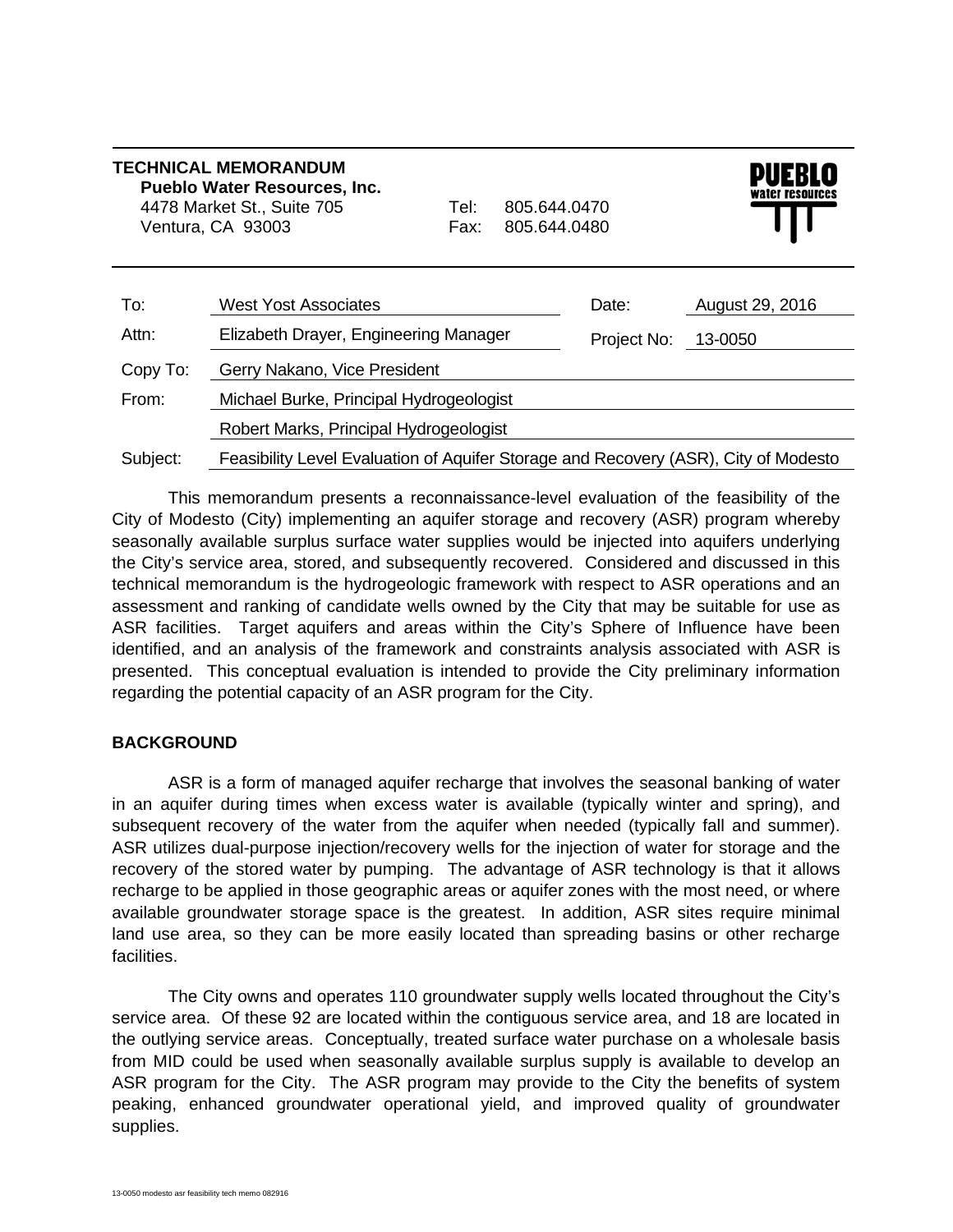**TECHNICAL MEMORANDUM**
**Pueblo Water Resources, Inc.**
4478 Market St., Suite 705
Ventura, CA 93003

Tel: 805.644.0470
Fax: 805.644.0480

| | | | |
|---|---|---|---|
| To: | West Yost Associates | Date: | August 29, 2016 |
| Attn: | Elizabeth Drayer, Engineering Manager | Project No: | 13-0050 |
| Copy To: | Gerry Nakano, Vice President | | |
| From: | Michael Burke, Principal Hydrogeologist | | |
| | Robert Marks, Principal Hydrogeologist | | |
| Subject: | Feasibility Level Evaluation of Aquifer Storage and Recovery (ASR), City of Modesto | | |

This memorandum presents a reconnaissance-level evaluation of the feasibility of the City of Modesto (City) implementing an aquifer storage and recovery (ASR) program whereby seasonally available surplus surface water supplies would be injected into aquifers underlying the City's service area, stored, and subsequently recovered. Considered and discussed in this technical memorandum is the hydrogeologic framework with respect to ASR operations and an assessment and ranking of candidate wells owned by the City that may be suitable for use as ASR facilities. Target aquifers and areas within the City's Sphere of Influence have been identified, and an analysis of the framework and constraints analysis associated with ASR is presented. This conceptual evaluation is intended to provide the City preliminary information regarding the potential capacity of an ASR program for the City.

## BACKGROUND

ASR is a form of managed aquifer recharge that involves the seasonal banking of water in an aquifer during times when excess water is available (typically winter and spring), and subsequent recovery of the water from the aquifer when needed (typically fall and summer). ASR utilizes dual-purpose injection/recovery wells for the injection of water for storage and the recovery of the stored water by pumping. The advantage of ASR technology is that it allows recharge to be applied in those geographic areas or aquifer zones with the most need, or where available groundwater storage space is the greatest. In addition, ASR sites require minimal land use area, so they can be more easily located than spreading basins or other recharge facilities.

The City owns and operates 110 groundwater supply wells located throughout the City's service area. Of these 92 are located within the contiguous service area, and 18 are located in the outlying service areas. Conceptually, treated surface water purchase on a wholesale basis from MID could be used when seasonally available surplus supply is available to develop an ASR program for the City. The ASR program may provide to the City the benefits of system peaking, enhanced groundwater operational yield, and improved quality of groundwater supplies.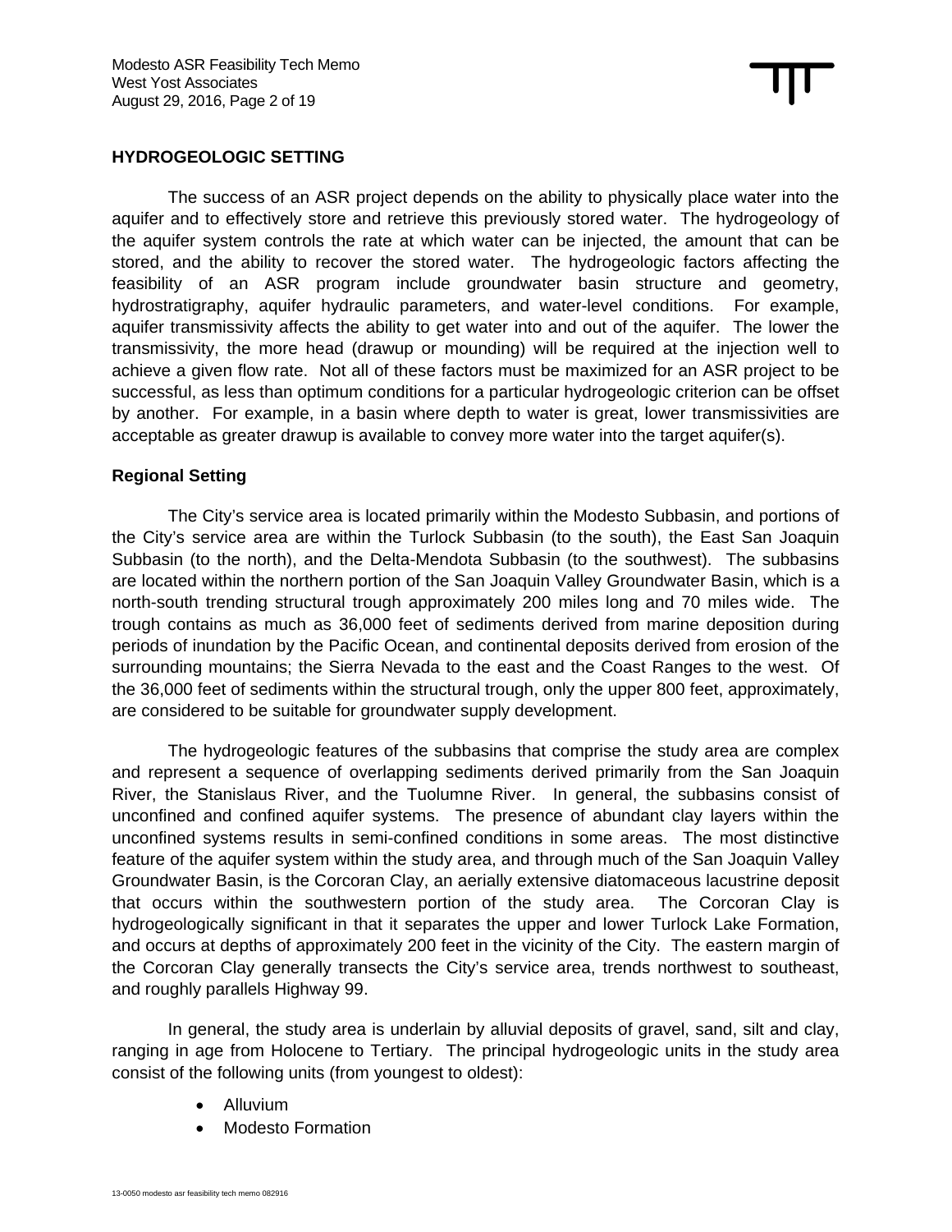## HYDROGEOLOGIC SETTING

The success of an ASR project depends on the ability to physically place water into the aquifer and to effectively store and retrieve this previously stored water. The hydrogeology of the aquifer system controls the rate at which water can be injected, the amount that can be stored, and the ability to recover the stored water. The hydrogeologic factors affecting the feasibility of an ASR program include groundwater basin structure and geometry, hydrostratigraphy, aquifer hydraulic parameters, and water-level conditions. For example, aquifer transmissivity affects the ability to get water into and out of the aquifer. The lower the transmissivity, the more head (drawup or mounding) will be required at the injection well to achieve a given flow rate. Not all of these factors must be maximized for an ASR project to be successful, as less than optimum conditions for a particular hydrogeologic criterion can be offset by another. For example, in a basin where depth to water is great, lower transmissivities are acceptable as greater drawup is available to convey more water into the target aquifer(s).

### Regional Setting

The City's service area is located primarily within the Modesto Subbasin, and portions of the City's service area are within the Turlock Subbasin (to the south), the East San Joaquin Subbasin (to the north), and the Delta-Mendota Subbasin (to the southwest). The subbasins are located within the northern portion of the San Joaquin Valley Groundwater Basin, which is a north-south trending structural trough approximately 200 miles long and 70 miles wide. The trough contains as much as 36,000 feet of sediments derived from marine deposition during periods of inundation by the Pacific Ocean, and continental deposits derived from erosion of the surrounding mountains; the Sierra Nevada to the east and the Coast Ranges to the west. Of the 36,000 feet of sediments within the structural trough, only the upper 800 feet, approximately, are considered to be suitable for groundwater supply development.

The hydrogeologic features of the subbasins that comprise the study area are complex and represent a sequence of overlapping sediments derived primarily from the San Joaquin River, the Stanislaus River, and the Tuolumne River. In general, the subbasins consist of unconfined and confined aquifer systems. The presence of abundant clay layers within the unconfined systems results in semi-confined conditions in some areas. The most distinctive feature of the aquifer system within the study area, and through much of the San Joaquin Valley Groundwater Basin, is the Corcoran Clay, an aerially extensive diatomaceous lacustrine deposit that occurs within the southwestern portion of the study area. The Corcoran Clay is hydrogeologically significant in that it separates the upper and lower Turlock Lake Formation, and occurs at depths of approximately 200 feet in the vicinity of the City. The eastern margin of the Corcoran Clay generally transects the City's service area, trends northwest to southeast, and roughly parallels Highway 99.

In general, the study area is underlain by alluvial deposits of gravel, sand, silt and clay, ranging in age from Holocene to Tertiary. The principal hydrogeologic units in the study area consist of the following units (from youngest to oldest):

- Alluvium
- Modesto Formation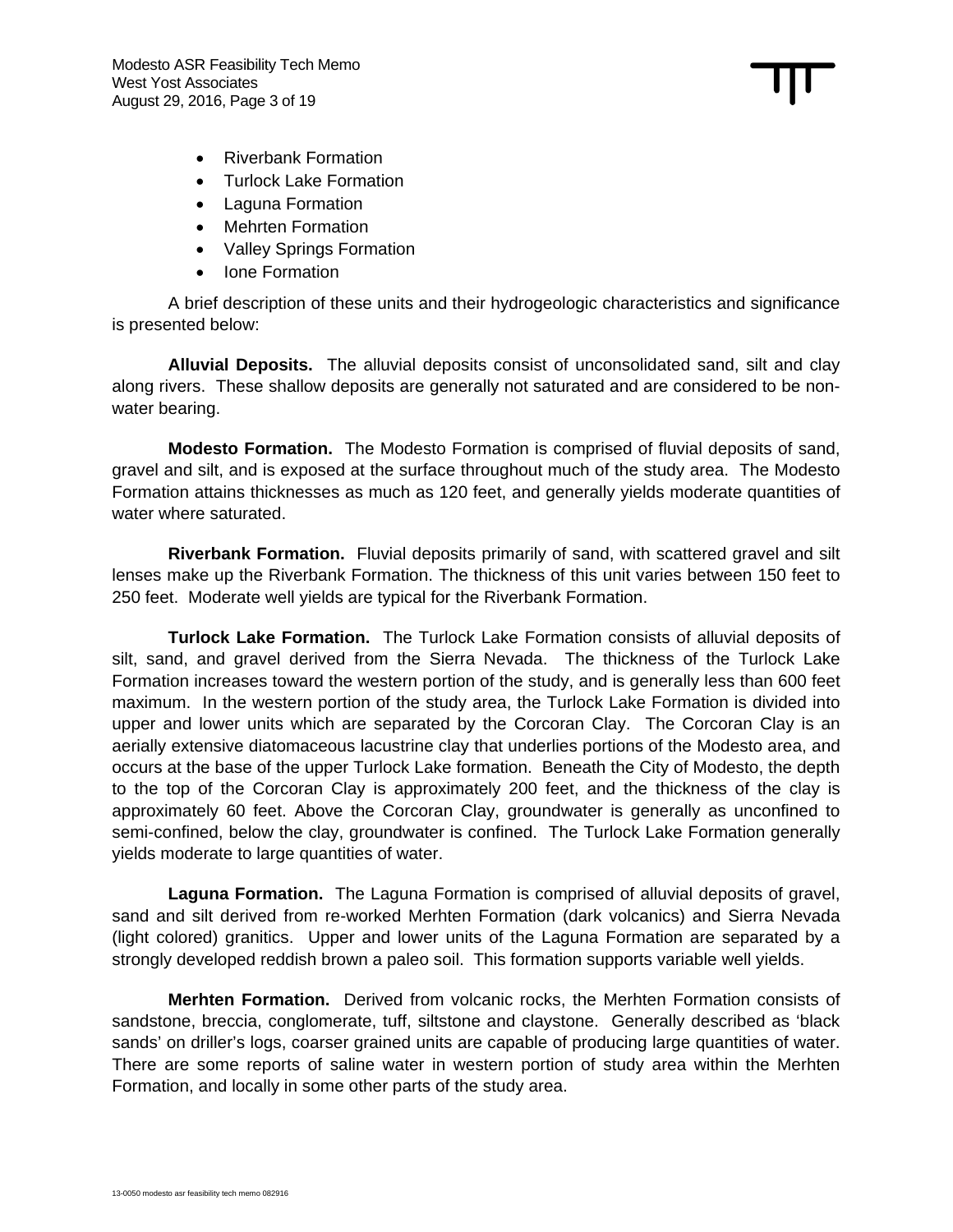- Riverbank Formation
- Turlock Lake Formation
- Laguna Formation
- Mehrten Formation
- Valley Springs Formation
- Ione Formation

A brief description of these units and their hydrogeologic characteristics and significance is presented below:

**Alluvial Deposits.** The alluvial deposits consist of unconsolidated sand, silt and clay along rivers. These shallow deposits are generally not saturated and are considered to be non-water bearing.

**Modesto Formation.** The Modesto Formation is comprised of fluvial deposits of sand, gravel and silt, and is exposed at the surface throughout much of the study area. The Modesto Formation attains thicknesses as much as 120 feet, and generally yields moderate quantities of water where saturated.

**Riverbank Formation.** Fluvial deposits primarily of sand, with scattered gravel and silt lenses make up the Riverbank Formation. The thickness of this unit varies between 150 feet to 250 feet. Moderate well yields are typical for the Riverbank Formation.

**Turlock Lake Formation.** The Turlock Lake Formation consists of alluvial deposits of silt, sand, and gravel derived from the Sierra Nevada. The thickness of the Turlock Lake Formation increases toward the western portion of the study, and is generally less than 600 feet maximum. In the western portion of the study area, the Turlock Lake Formation is divided into upper and lower units which are separated by the Corcoran Clay. The Corcoran Clay is an aerially extensive diatomaceous lacustrine clay that underlies portions of the Modesto area, and occurs at the base of the upper Turlock Lake formation. Beneath the City of Modesto, the depth to the top of the Corcoran Clay is approximately 200 feet, and the thickness of the clay is approximately 60 feet. Above the Corcoran Clay, groundwater is generally as unconfined to semi-confined, below the clay, groundwater is confined. The Turlock Lake Formation generally yields moderate to large quantities of water.

**Laguna Formation.** The Laguna Formation is comprised of alluvial deposits of gravel, sand and silt derived from re-worked Merhten Formation (dark volcanics) and Sierra Nevada (light colored) granitics. Upper and lower units of the Laguna Formation are separated by a strongly developed reddish brown a paleo soil. This formation supports variable well yields.

**Merhten Formation.** Derived from volcanic rocks, the Merhten Formation consists of sandstone, breccia, conglomerate, tuff, siltstone and claystone. Generally described as 'black sands' on driller's logs, coarser grained units are capable of producing large quantities of water. There are some reports of saline water in western portion of study area within the Merhten Formation, and locally in some other parts of the study area.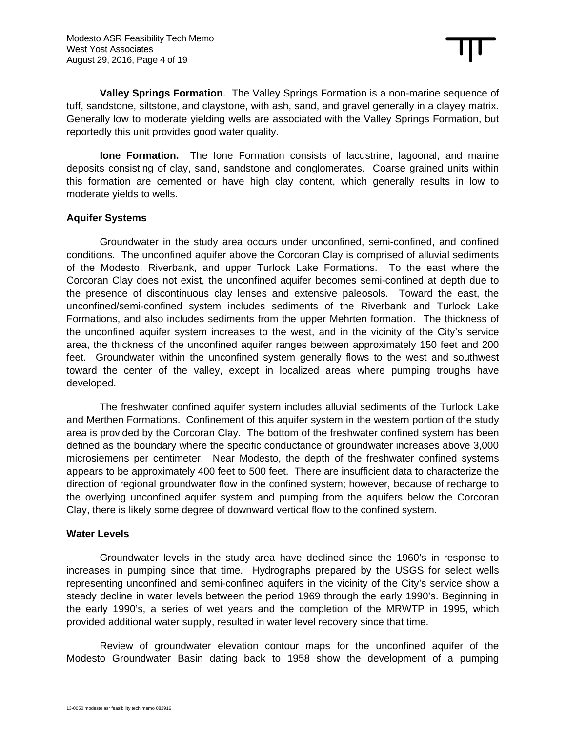**Valley Springs Formation**. The Valley Springs Formation is a non-marine sequence of tuff, sandstone, siltstone, and claystone, with ash, sand, and gravel generally in a clayey matrix. Generally low to moderate yielding wells are associated with the Valley Springs Formation, but reportedly this unit provides good water quality.

**Ione Formation.** The Ione Formation consists of lacustrine, lagoonal, and marine deposits consisting of clay, sand, sandstone and conglomerates. Coarse grained units within this formation are cemented or have high clay content, which generally results in low to moderate yields to wells.

**Aquifer Systems**

Groundwater in the study area occurs under unconfined, semi-confined, and confined conditions. The unconfined aquifer above the Corcoran Clay is comprised of alluvial sediments of the Modesto, Riverbank, and upper Turlock Lake Formations. To the east where the Corcoran Clay does not exist, the unconfined aquifer becomes semi-confined at depth due to the presence of discontinuous clay lenses and extensive paleosols. Toward the east, the unconfined/semi-confined system includes sediments of the Riverbank and Turlock Lake Formations, and also includes sediments from the upper Mehrten formation. The thickness of the unconfined aquifer system increases to the west, and in the vicinity of the City's service area, the thickness of the unconfined aquifer ranges between approximately 150 feet and 200 feet. Groundwater within the unconfined system generally flows to the west and southwest toward the center of the valley, except in localized areas where pumping troughs have developed.

The freshwater confined aquifer system includes alluvial sediments of the Turlock Lake and Merthen Formations. Confinement of this aquifer system in the western portion of the study area is provided by the Corcoran Clay. The bottom of the freshwater confined system has been defined as the boundary where the specific conductance of groundwater increases above 3,000 microsiemens per centimeter. Near Modesto, the depth of the freshwater confined systems appears to be approximately 400 feet to 500 feet. There are insufficient data to characterize the direction of regional groundwater flow in the confined system; however, because of recharge to the overlying unconfined aquifer system and pumping from the aquifers below the Corcoran Clay, there is likely some degree of downward vertical flow to the confined system.

**Water Levels**

Groundwater levels in the study area have declined since the 1960's in response to increases in pumping since that time. Hydrographs prepared by the USGS for select wells representing unconfined and semi-confined aquifers in the vicinity of the City's service show a steady decline in water levels between the period 1969 through the early 1990's. Beginning in the early 1990's, a series of wet years and the completion of the MRWTP in 1995, which provided additional water supply, resulted in water level recovery since that time.

Review of groundwater elevation contour maps for the unconfined aquifer of the Modesto Groundwater Basin dating back to 1958 show the development of a pumping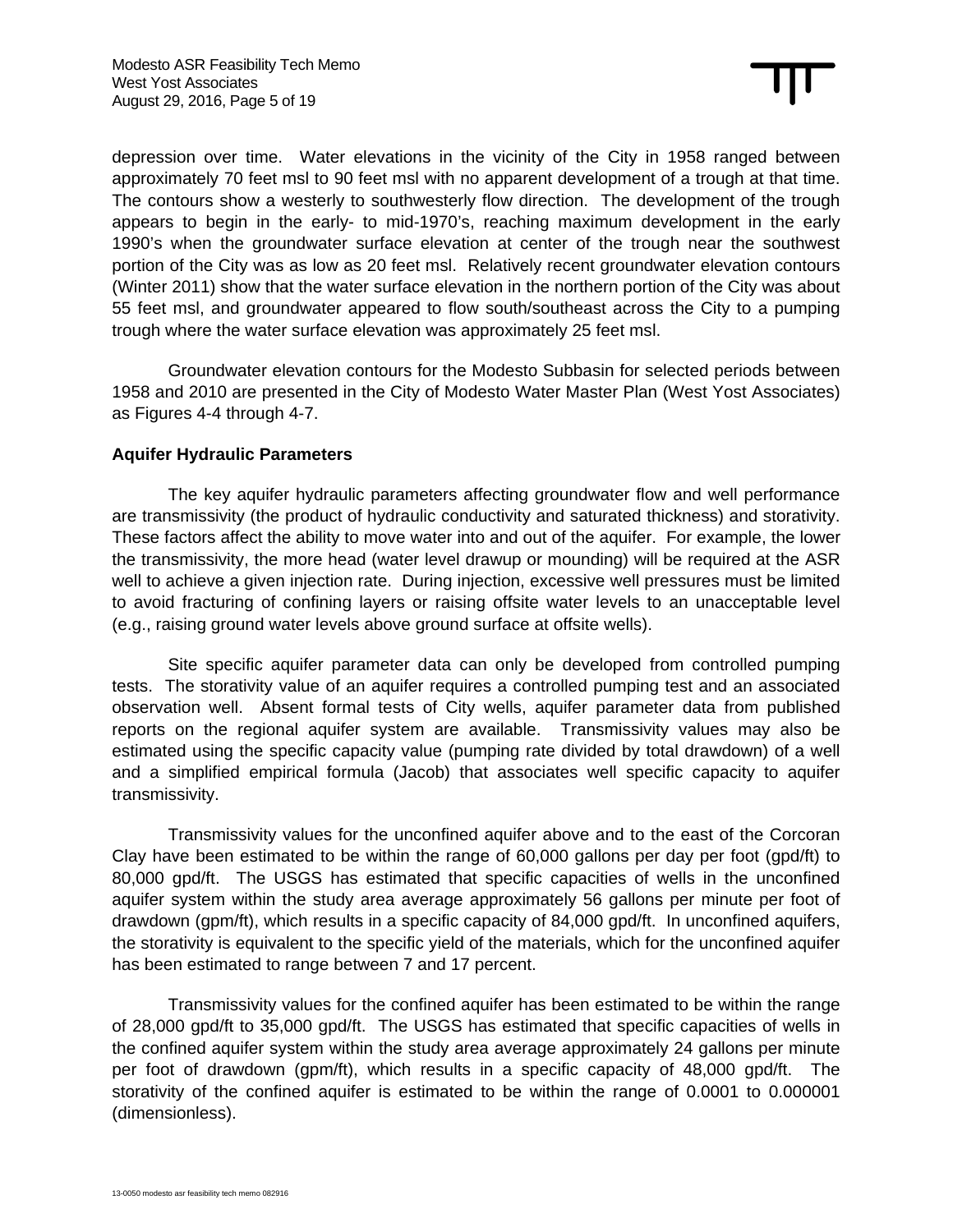depression over time. Water elevations in the vicinity of the City in 1958 ranged between approximately 70 feet msl to 90 feet msl with no apparent development of a trough at that time. The contours show a westerly to southwesterly flow direction. The development of the trough appears to begin in the early- to mid-1970's, reaching maximum development in the early 1990's when the groundwater surface elevation at center of the trough near the southwest portion of the City was as low as 20 feet msl. Relatively recent groundwater elevation contours (Winter 2011) show that the water surface elevation in the northern portion of the City was about 55 feet msl, and groundwater appeared to flow south/southeast across the City to a pumping trough where the water surface elevation was approximately 25 feet msl.

Groundwater elevation contours for the Modesto Subbasin for selected periods between 1958 and 2010 are presented in the City of Modesto Water Master Plan (West Yost Associates) as Figures 4-4 through 4-7.

**Aquifer Hydraulic Parameters**

The key aquifer hydraulic parameters affecting groundwater flow and well performance are transmissivity (the product of hydraulic conductivity and saturated thickness) and storativity. These factors affect the ability to move water into and out of the aquifer. For example, the lower the transmissivity, the more head (water level drawup or mounding) will be required at the ASR well to achieve a given injection rate. During injection, excessive well pressures must be limited to avoid fracturing of confining layers or raising offsite water levels to an unacceptable level (e.g., raising ground water levels above ground surface at offsite wells).

Site specific aquifer parameter data can only be developed from controlled pumping tests. The storativity value of an aquifer requires a controlled pumping test and an associated observation well. Absent formal tests of City wells, aquifer parameter data from published reports on the regional aquifer system are available. Transmissivity values may also be estimated using the specific capacity value (pumping rate divided by total drawdown) of a well and a simplified empirical formula (Jacob) that associates well specific capacity to aquifer transmissivity.

Transmissivity values for the unconfined aquifer above and to the east of the Corcoran Clay have been estimated to be within the range of 60,000 gallons per day per foot (gpd/ft) to 80,000 gpd/ft. The USGS has estimated that specific capacities of wells in the unconfined aquifer system within the study area average approximately 56 gallons per minute per foot of drawdown (gpm/ft), which results in a specific capacity of 84,000 gpd/ft. In unconfined aquifers, the storativity is equivalent to the specific yield of the materials, which for the unconfined aquifer has been estimated to range between 7 and 17 percent.

Transmissivity values for the confined aquifer has been estimated to be within the range of 28,000 gpd/ft to 35,000 gpd/ft. The USGS has estimated that specific capacities of wells in the confined aquifer system within the study area average approximately 24 gallons per minute per foot of drawdown (gpm/ft), which results in a specific capacity of 48,000 gpd/ft. The storativity of the confined aquifer is estimated to be within the range of 0.0001 to 0.000001 (dimensionless).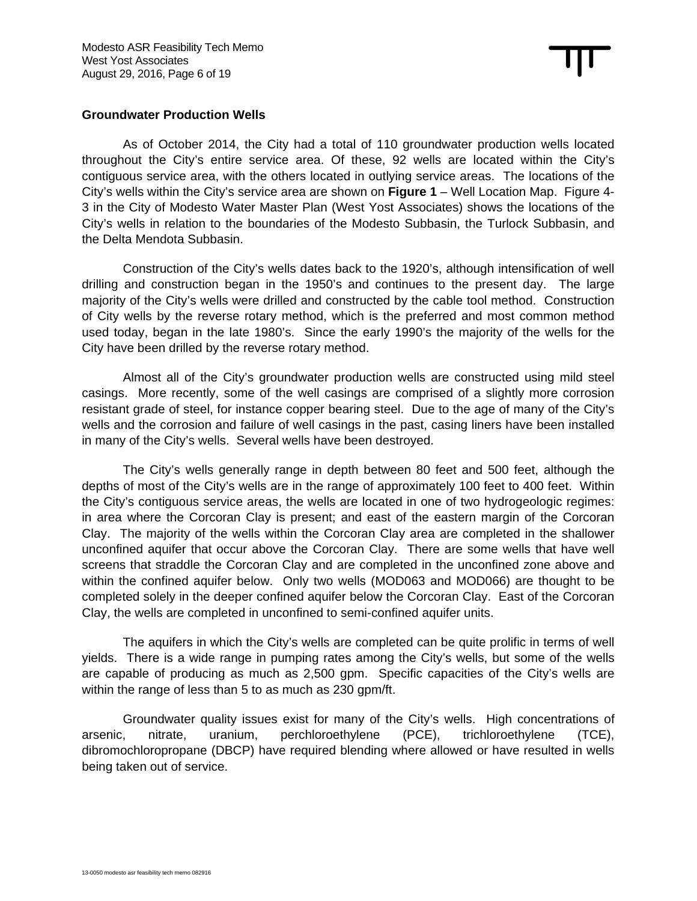**Groundwater Production Wells**

As of October 2014, the City had a total of 110 groundwater production wells located throughout the City's entire service area. Of these, 92 wells are located within the City's contiguous service area, with the others located in outlying service areas. The locations of the City's wells within the City's service area are shown on **Figure 1** – Well Location Map. Figure 4-3 in the City of Modesto Water Master Plan (West Yost Associates) shows the locations of the City's wells in relation to the boundaries of the Modesto Subbasin, the Turlock Subbasin, and the Delta Mendota Subbasin.

Construction of the City's wells dates back to the 1920's, although intensification of well drilling and construction began in the 1950's and continues to the present day. The large majority of the City's wells were drilled and constructed by the cable tool method. Construction of City wells by the reverse rotary method, which is the preferred and most common method used today, began in the late 1980's. Since the early 1990's the majority of the wells for the City have been drilled by the reverse rotary method.

Almost all of the City's groundwater production wells are constructed using mild steel casings. More recently, some of the well casings are comprised of a slightly more corrosion resistant grade of steel, for instance copper bearing steel. Due to the age of many of the City's wells and the corrosion and failure of well casings in the past, casing liners have been installed in many of the City's wells. Several wells have been destroyed.

The City's wells generally range in depth between 80 feet and 500 feet, although the depths of most of the City's wells are in the range of approximately 100 feet to 400 feet. Within the City's contiguous service areas, the wells are located in one of two hydrogeologic regimes: in area where the Corcoran Clay is present; and east of the eastern margin of the Corcoran Clay. The majority of the wells within the Corcoran Clay area are completed in the shallower unconfined aquifer that occur above the Corcoran Clay. There are some wells that have well screens that straddle the Corcoran Clay and are completed in the unconfined zone above and within the confined aquifer below. Only two wells (MOD063 and MOD066) are thought to be completed solely in the deeper confined aquifer below the Corcoran Clay. East of the Corcoran Clay, the wells are completed in unconfined to semi-confined aquifer units.

The aquifers in which the City's wells are completed can be quite prolific in terms of well yields. There is a wide range in pumping rates among the City's wells, but some of the wells are capable of producing as much as 2,500 gpm. Specific capacities of the City's wells are within the range of less than 5 to as much as 230 gpm/ft.

Groundwater quality issues exist for many of the City's wells. High concentrations of arsenic, nitrate, uranium, perchloroethylene (PCE), trichloroethylene (TCE), dibromochloropropane (DBCP) have required blending where allowed or have resulted in wells being taken out of service.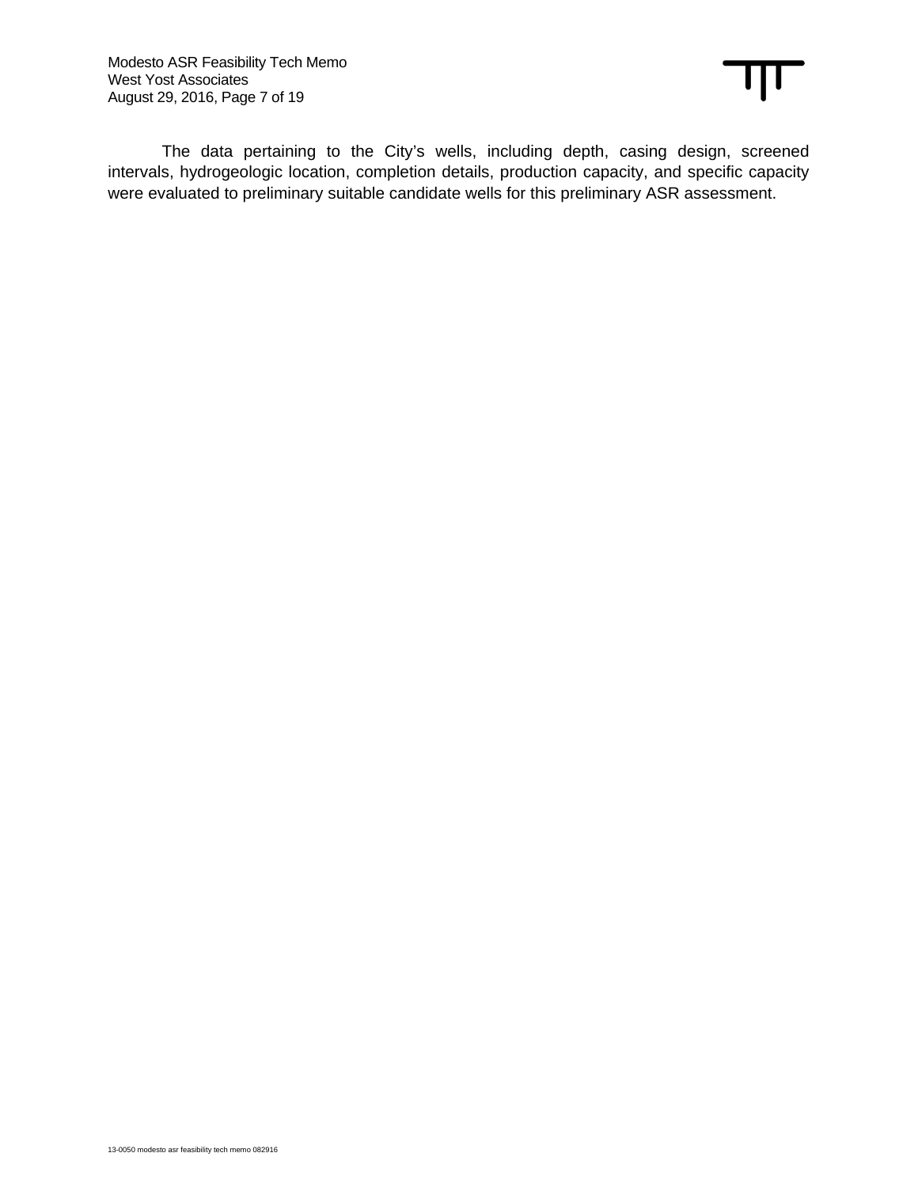The data pertaining to the City's wells, including depth, casing design, screened intervals, hydrogeologic location, completion details, production capacity, and specific capacity were evaluated to preliminary suitable candidate wells for this preliminary ASR assessment.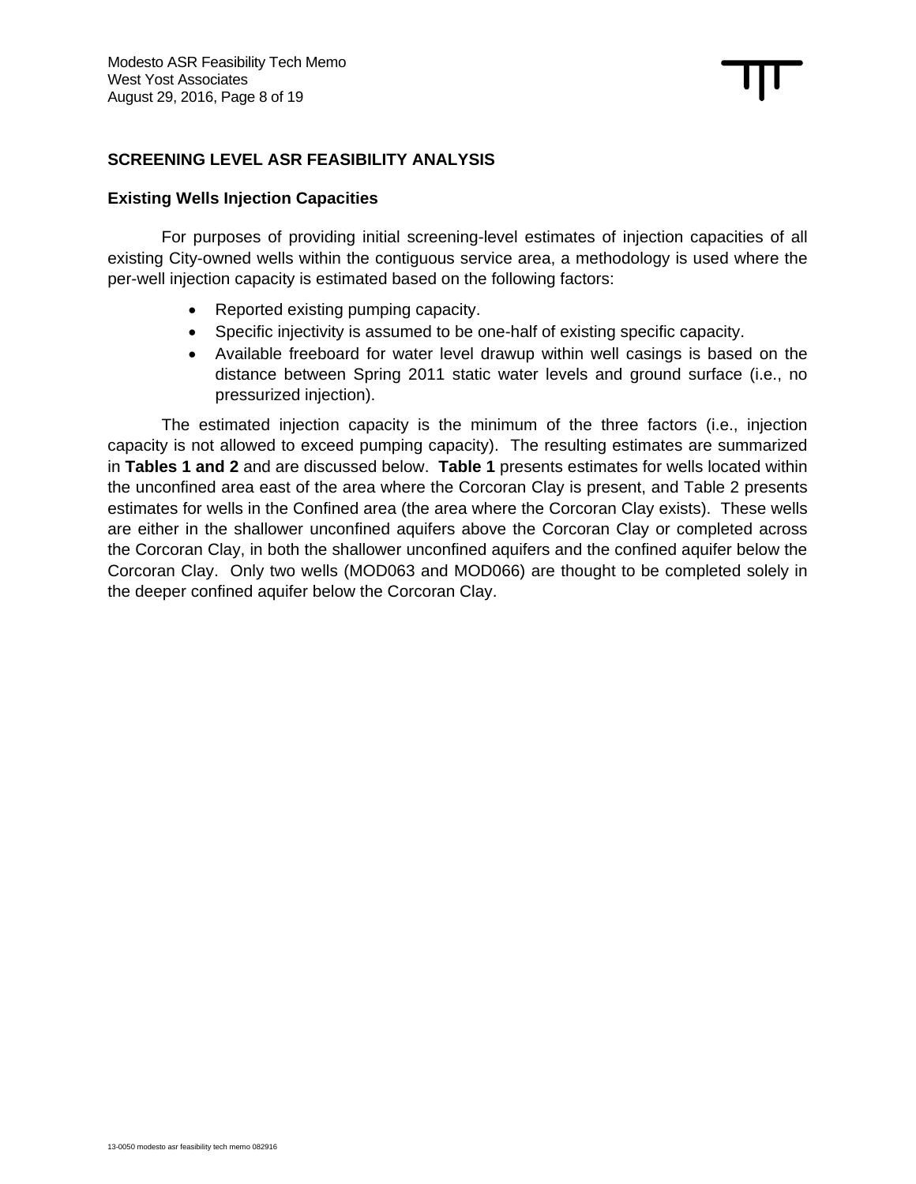## SCREENING LEVEL ASR FEASIBILITY ANALYSIS

### Existing Wells Injection Capacities

For purposes of providing initial screening-level estimates of injection capacities of all existing City-owned wells within the contiguous service area, a methodology is used where the per-well injection capacity is estimated based on the following factors:

- Reported existing pumping capacity.
- Specific injectivity is assumed to be one-half of existing specific capacity.
- Available freeboard for water level drawup within well casings is based on the distance between Spring 2011 static water levels and ground surface (i.e., no pressurized injection).

The estimated injection capacity is the minimum of the three factors (i.e., injection capacity is not allowed to exceed pumping capacity). The resulting estimates are summarized in **Tables 1 and 2** and are discussed below. **Table 1** presents estimates for wells located within the unconfined area east of the area where the Corcoran Clay is present, and Table 2 presents estimates for wells in the Confined area (the area where the Corcoran Clay exists). These wells are either in the shallower unconfined aquifers above the Corcoran Clay or completed across the Corcoran Clay, in both the shallower unconfined aquifers and the confined aquifer below the Corcoran Clay. Only two wells (MOD063 and MOD066) are thought to be completed solely in the deeper confined aquifer below the Corcoran Clay.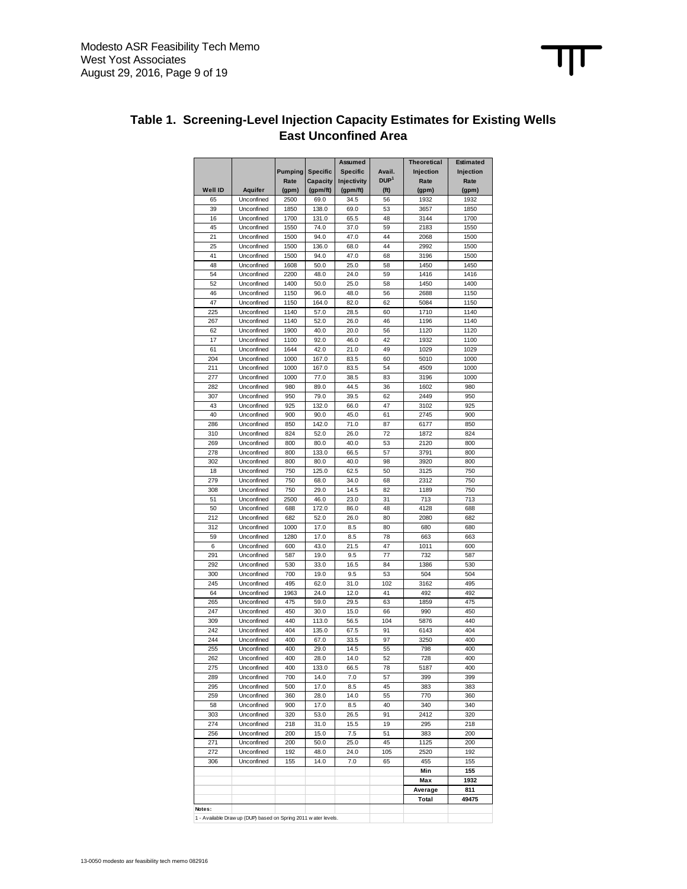## Table 1. Screening-Level Injection Capacity Estimates for Existing Wells East Unconfined Area

| Well ID | Aquifer | Pumping Rate (gpm) | Specific Capacity (gpm/ft) | Assumed Specific Injectivity (gpm/ft) | Avail. DUP[1] (ft) | Theoretical Injection Rate (gpm) | Estimated Injection Rate (gpm) |
|---|---|---|---|---|---|---|---|
| 65 | Unconfined | 2500 | 69.0 | 34.5 | 56 | 1932 | 1932 |
| 39 | Unconfined | 1850 | 138.0 | 69.0 | 53 | 3657 | 1850 |
| 16 | Unconfined | 1700 | 131.0 | 65.5 | 48 | 3144 | 1700 |
| 45 | Unconfined | 1550 | 74.0 | 37.0 | 59 | 2183 | 1550 |
| 21 | Unconfined | 1500 | 94.0 | 47.0 | 44 | 2068 | 1500 |
| 25 | Unconfined | 1500 | 136.0 | 68.0 | 44 | 2992 | 1500 |
| 41 | Unconfined | 1500 | 94.0 | 47.0 | 68 | 3196 | 1500 |
| 48 | Unconfined | 1608 | 50.0 | 25.0 | 58 | 1450 | 1450 |
| 54 | Unconfined | 2200 | 48.0 | 24.0 | 59 | 1416 | 1416 |
| 52 | Unconfined | 1400 | 50.0 | 25.0 | 58 | 1450 | 1400 |
| 46 | Unconfined | 1150 | 96.0 | 48.0 | 56 | 2688 | 1150 |
| 47 | Unconfined | 1150 | 164.0 | 82.0 | 62 | 5084 | 1150 |
| 225 | Unconfined | 1140 | 57.0 | 28.5 | 60 | 1710 | 1140 |
| 267 | Unconfined | 1140 | 52.0 | 26.0 | 46 | 1196 | 1140 |
| 62 | Unconfined | 1900 | 40.0 | 20.0 | 56 | 1120 | 1120 |
| 17 | Unconfined | 1100 | 92.0 | 46.0 | 42 | 1932 | 1100 |
| 61 | Unconfined | 1644 | 42.0 | 21.0 | 49 | 1029 | 1029 |
| 204 | Unconfined | 1000 | 167.0 | 83.5 | 60 | 5010 | 1000 |
| 211 | Unconfined | 1000 | 167.0 | 83.5 | 54 | 4509 | 1000 |
| 277 | Unconfined | 1000 | 77.0 | 38.5 | 83 | 3196 | 1000 |
| 282 | Unconfined | 980 | 89.0 | 44.5 | 36 | 1602 | 980 |
| 307 | Unconfined | 950 | 79.0 | 39.5 | 62 | 2449 | 950 |
| 43 | Unconfined | 925 | 132.0 | 66.0 | 47 | 3102 | 925 |
| 40 | Unconfined | 900 | 90.0 | 45.0 | 61 | 2745 | 900 |
| 286 | Unconfined | 850 | 142.0 | 71.0 | 87 | 6177 | 850 |
| 310 | Unconfined | 824 | 52.0 | 26.0 | 72 | 1872 | 824 |
| 269 | Unconfined | 800 | 80.0 | 40.0 | 53 | 2120 | 800 |
| 278 | Unconfined | 800 | 133.0 | 66.5 | 57 | 3791 | 800 |
| 302 | Unconfined | 800 | 80.0 | 40.0 | 98 | 3920 | 800 |
| 18 | Unconfined | 750 | 125.0 | 62.5 | 50 | 3125 | 750 |
| 279 | Unconfined | 750 | 68.0 | 34.0 | 68 | 2312 | 750 |
| 308 | Unconfined | 750 | 29.0 | 14.5 | 82 | 1189 | 750 |
| 51 | Unconfined | 2500 | 46.0 | 23.0 | 31 | 713 | 713 |
| 50 | Unconfined | 688 | 172.0 | 86.0 | 48 | 4128 | 688 |
| 212 | Unconfined | 682 | 52.0 | 26.0 | 80 | 2080 | 682 |
| 312 | Unconfined | 1000 | 17.0 | 8.5 | 80 | 680 | 680 |
| 59 | Unconfined | 1280 | 17.0 | 8.5 | 78 | 663 | 663 |
| 6 | Unconfined | 600 | 43.0 | 21.5 | 47 | 1011 | 600 |
| 291 | Unconfined | 587 | 19.0 | 9.5 | 77 | 732 | 587 |
| 292 | Unconfined | 530 | 33.0 | 16.5 | 84 | 1386 | 530 |
| 300 | Unconfined | 700 | 19.0 | 9.5 | 53 | 504 | 504 |
| 245 | Unconfined | 495 | 62.0 | 31.0 | 102 | 3162 | 495 |
| 64 | Unconfined | 1963 | 24.0 | 12.0 | 41 | 492 | 492 |
| 265 | Unconfined | 475 | 59.0 | 29.5 | 63 | 1859 | 475 |
| 247 | Unconfined | 450 | 30.0 | 15.0 | 66 | 990 | 450 |
| 309 | Unconfined | 440 | 113.0 | 56.5 | 104 | 5876 | 440 |
| 242 | Unconfined | 404 | 135.0 | 67.5 | 91 | 6143 | 404 |
| 244 | Unconfined | 400 | 67.0 | 33.5 | 97 | 3250 | 400 |
| 255 | Unconfined | 400 | 29.0 | 14.5 | 55 | 798 | 400 |
| 262 | Unconfined | 400 | 28.0 | 14.0 | 52 | 728 | 400 |
| 275 | Unconfined | 400 | 133.0 | 66.5 | 78 | 5187 | 400 |
| 289 | Unconfined | 700 | 14.0 | 7.0 | 57 | 399 | 399 |
| 295 | Unconfined | 500 | 17.0 | 8.5 | 45 | 383 | 383 |
| 259 | Unconfined | 360 | 28.0 | 14.0 | 55 | 770 | 360 |
| 58 | Unconfined | 900 | 17.0 | 8.5 | 40 | 340 | 340 |
| 303 | Unconfined | 320 | 53.0 | 26.5 | 91 | 2412 | 320 |
| 274 | Unconfined | 218 | 31.0 | 15.5 | 19 | 295 | 218 |
| 256 | Unconfined | 200 | 15.0 | 7.5 | 51 | 383 | 200 |
| 271 | Unconfined | 200 | 50.0 | 25.0 | 45 | 1125 | 200 |
| 272 | Unconfined | 192 | 48.0 | 24.0 | 105 | 2520 | 192 |
| 306 | Unconfined | 155 | 14.0 | 7.0 | 65 | 455 | 155 |
| | | | | | | **Min** | **155** |
| | | | | | | **Max** | **1932** |
| | | | | | | **Average** | **811** |
| | | | | | | **Total** | **49475** |

**Notes:**

1 - Available Drawup (DUP) based on Spring 2011 water levels.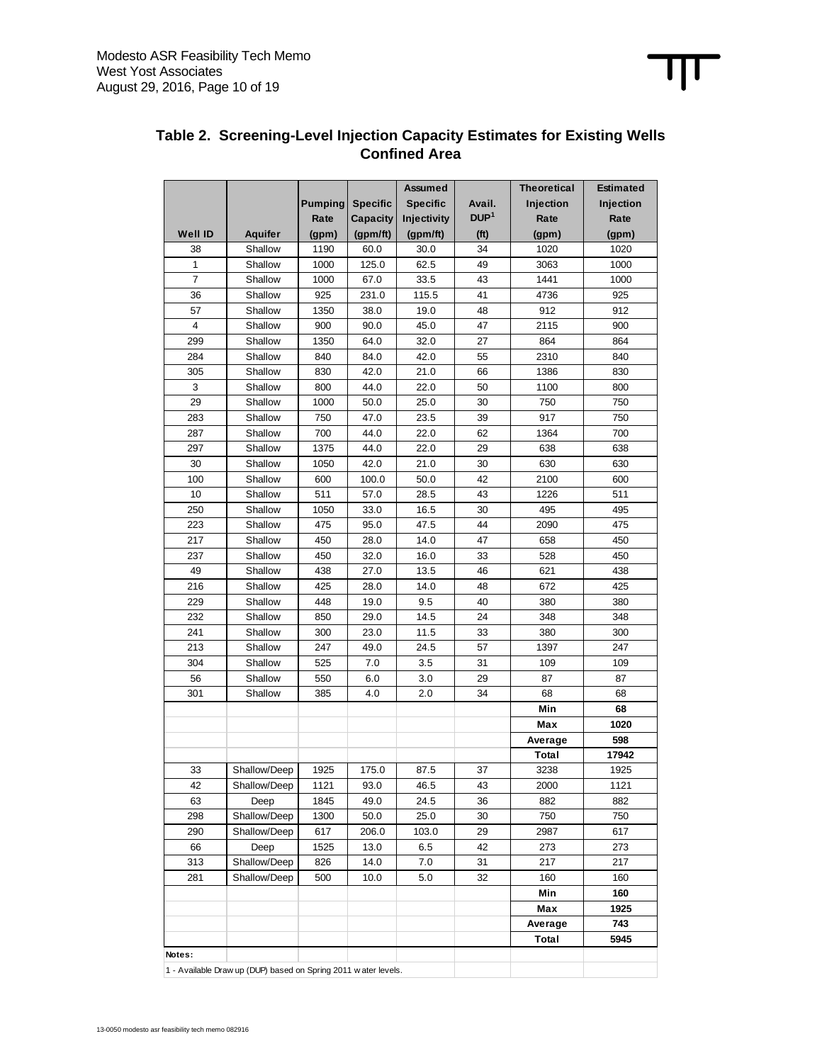## Table 2. Screening-Level Injection Capacity Estimates for Existing Wells Confined Area

| Well ID | Aquifer | Pumping Rate (gpm) | Specific Capacity (gpm/ft) | Assumed Specific Injectivity (gpm/ft) | Avail. DUP[1] (ft) | Theoretical Injection Rate (gpm) | Estimated Injection Rate (gpm) |
|---|---|---|---|---|---|---|---|
| 38 | Shallow | 1190 | 60.0 | 30.0 | 34 | 1020 | 1020 |
| 1 | Shallow | 1000 | 125.0 | 62.5 | 49 | 3063 | 1000 |
| 7 | Shallow | 1000 | 67.0 | 33.5 | 43 | 1441 | 1000 |
| 36 | Shallow | 925 | 231.0 | 115.5 | 41 | 4736 | 925 |
| 57 | Shallow | 1350 | 38.0 | 19.0 | 48 | 912 | 912 |
| 4 | Shallow | 900 | 90.0 | 45.0 | 47 | 2115 | 900 |
| 299 | Shallow | 1350 | 64.0 | 32.0 | 27 | 864 | 864 |
| 284 | Shallow | 840 | 84.0 | 42.0 | 55 | 2310 | 840 |
| 305 | Shallow | 830 | 42.0 | 21.0 | 66 | 1386 | 830 |
| 3 | Shallow | 800 | 44.0 | 22.0 | 50 | 1100 | 800 |
| 29 | Shallow | 1000 | 50.0 | 25.0 | 30 | 750 | 750 |
| 283 | Shallow | 750 | 47.0 | 23.5 | 39 | 917 | 750 |
| 287 | Shallow | 700 | 44.0 | 22.0 | 62 | 1364 | 700 |
| 297 | Shallow | 1375 | 44.0 | 22.0 | 29 | 638 | 638 |
| 30 | Shallow | 1050 | 42.0 | 21.0 | 30 | 630 | 630 |
| 100 | Shallow | 600 | 100.0 | 50.0 | 42 | 2100 | 600 |
| 10 | Shallow | 511 | 57.0 | 28.5 | 43 | 1226 | 511 |
| 250 | Shallow | 1050 | 33.0 | 16.5 | 30 | 495 | 495 |
| 223 | Shallow | 475 | 95.0 | 47.5 | 44 | 2090 | 475 |
| 217 | Shallow | 450 | 28.0 | 14.0 | 47 | 658 | 450 |
| 237 | Shallow | 450 | 32.0 | 16.0 | 33 | 528 | 450 |
| 49 | Shallow | 438 | 27.0 | 13.5 | 46 | 621 | 438 |
| 216 | Shallow | 425 | 28.0 | 14.0 | 48 | 672 | 425 |
| 229 | Shallow | 448 | 19.0 | 9.5 | 40 | 380 | 380 |
| 232 | Shallow | 850 | 29.0 | 14.5 | 24 | 348 | 348 |
| 241 | Shallow | 300 | 23.0 | 11.5 | 33 | 380 | 300 |
| 213 | Shallow | 247 | 49.0 | 24.5 | 57 | 1397 | 247 |
| 304 | Shallow | 525 | 7.0 | 3.5 | 31 | 109 | 109 |
| 56 | Shallow | 550 | 6.0 | 3.0 | 29 | 87 | 87 |
| 301 | Shallow | 385 | 4.0 | 2.0 | 34 | 68 | 68 |
| | | | | | | **Min** | **68** |
| | | | | | | **Max** | **1020** |
| | | | | | | **Average** | **598** |
| | | | | | | **Total** | **17942** |
| 33 | Shallow/Deep | 1925 | 175.0 | 87.5 | 37 | 3238 | 1925 |
| 42 | Shallow/Deep | 1121 | 93.0 | 46.5 | 43 | 2000 | 1121 |
| 63 | Deep | 1845 | 49.0 | 24.5 | 36 | 882 | 882 |
| 298 | Shallow/Deep | 1300 | 50.0 | 25.0 | 30 | 750 | 750 |
| 290 | Shallow/Deep | 617 | 206.0 | 103.0 | 29 | 2987 | 617 |
| 66 | Deep | 1525 | 13.0 | 6.5 | 42 | 273 | 273 |
| 313 | Shallow/Deep | 826 | 14.0 | 7.0 | 31 | 217 | 217 |
| 281 | Shallow/Deep | 500 | 10.0 | 5.0 | 32 | 160 | 160 |
| | | | | | | **Min** | **160** |
| | | | | | | **Max** | **1925** |
| | | | | | | **Average** | **743** |
| | | | | | | **Total** | **5945** |

**Notes:**

1 - Available Drawup (DUP) based on Spring 2011 water levels.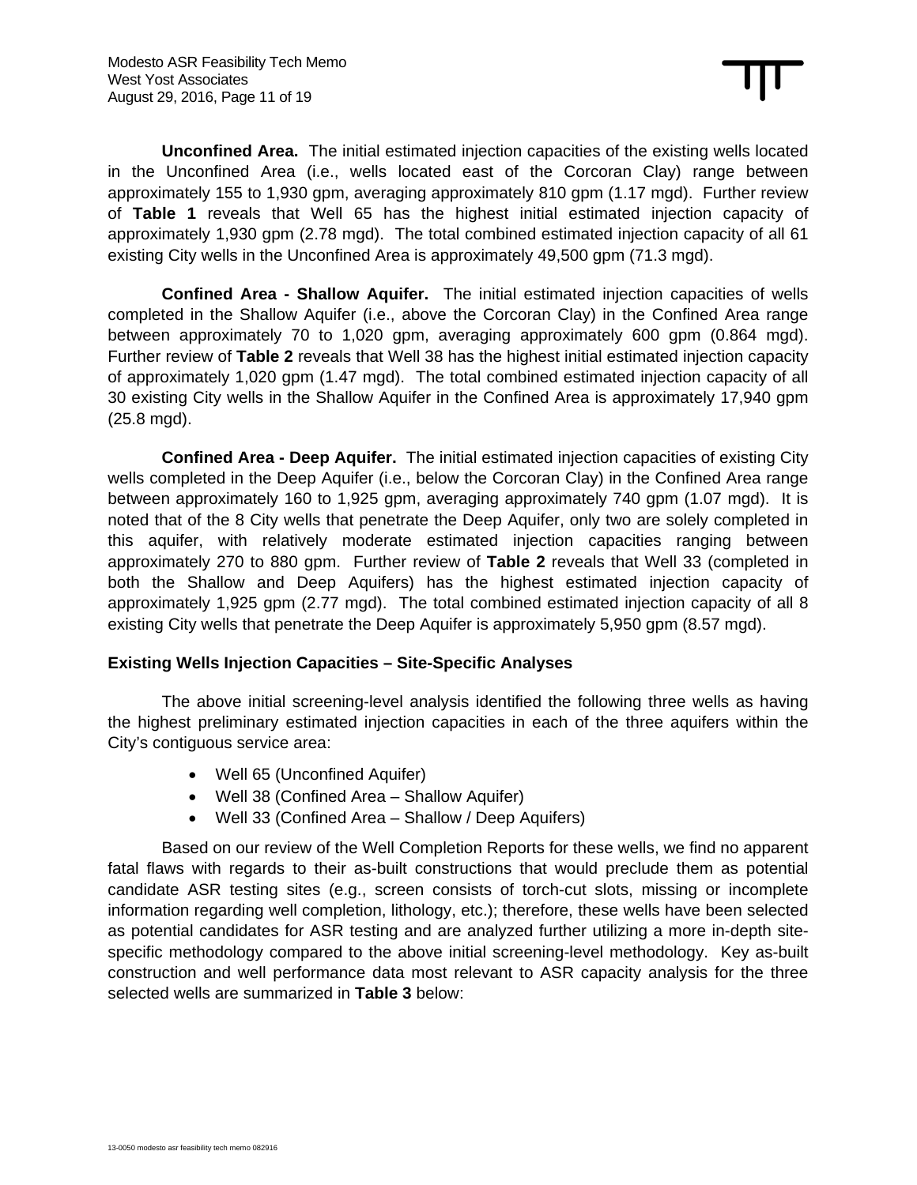**Unconfined Area.** The initial estimated injection capacities of the existing wells located in the Unconfined Area (i.e., wells located east of the Corcoran Clay) range between approximately 155 to 1,930 gpm, averaging approximately 810 gpm (1.17 mgd). Further review of **Table 1** reveals that Well 65 has the highest initial estimated injection capacity of approximately 1,930 gpm (2.78 mgd). The total combined estimated injection capacity of all 61 existing City wells in the Unconfined Area is approximately 49,500 gpm (71.3 mgd).

**Confined Area - Shallow Aquifer.** The initial estimated injection capacities of wells completed in the Shallow Aquifer (i.e., above the Corcoran Clay) in the Confined Area range between approximately 70 to 1,020 gpm, averaging approximately 600 gpm (0.864 mgd). Further review of **Table 2** reveals that Well 38 has the highest initial estimated injection capacity of approximately 1,020 gpm (1.47 mgd). The total combined estimated injection capacity of all 30 existing City wells in the Shallow Aquifer in the Confined Area is approximately 17,940 gpm (25.8 mgd).

**Confined Area - Deep Aquifer.** The initial estimated injection capacities of existing City wells completed in the Deep Aquifer (i.e., below the Corcoran Clay) in the Confined Area range between approximately 160 to 1,925 gpm, averaging approximately 740 gpm (1.07 mgd). It is noted that of the 8 City wells that penetrate the Deep Aquifer, only two are solely completed in this aquifer, with relatively moderate estimated injection capacities ranging between approximately 270 to 880 gpm. Further review of **Table 2** reveals that Well 33 (completed in both the Shallow and Deep Aquifers) has the highest estimated injection capacity of approximately 1,925 gpm (2.77 mgd). The total combined estimated injection capacity of all 8 existing City wells that penetrate the Deep Aquifer is approximately 5,950 gpm (8.57 mgd).

### Existing Wells Injection Capacities – Site-Specific Analyses

The above initial screening-level analysis identified the following three wells as having the highest preliminary estimated injection capacities in each of the three aquifers within the City's contiguous service area:

- Well 65 (Unconfined Aquifer)
- Well 38 (Confined Area – Shallow Aquifer)
- Well 33 (Confined Area – Shallow / Deep Aquifers)

Based on our review of the Well Completion Reports for these wells, we find no apparent fatal flaws with regards to their as-built constructions that would preclude them as potential candidate ASR testing sites (e.g., screen consists of torch-cut slots, missing or incomplete information regarding well completion, lithology, etc.); therefore, these wells have been selected as potential candidates for ASR testing and are analyzed further utilizing a more in-depth site-specific methodology compared to the above initial screening-level methodology. Key as-built construction and well performance data most relevant to ASR capacity analysis for the three selected wells are summarized in **Table 3** below: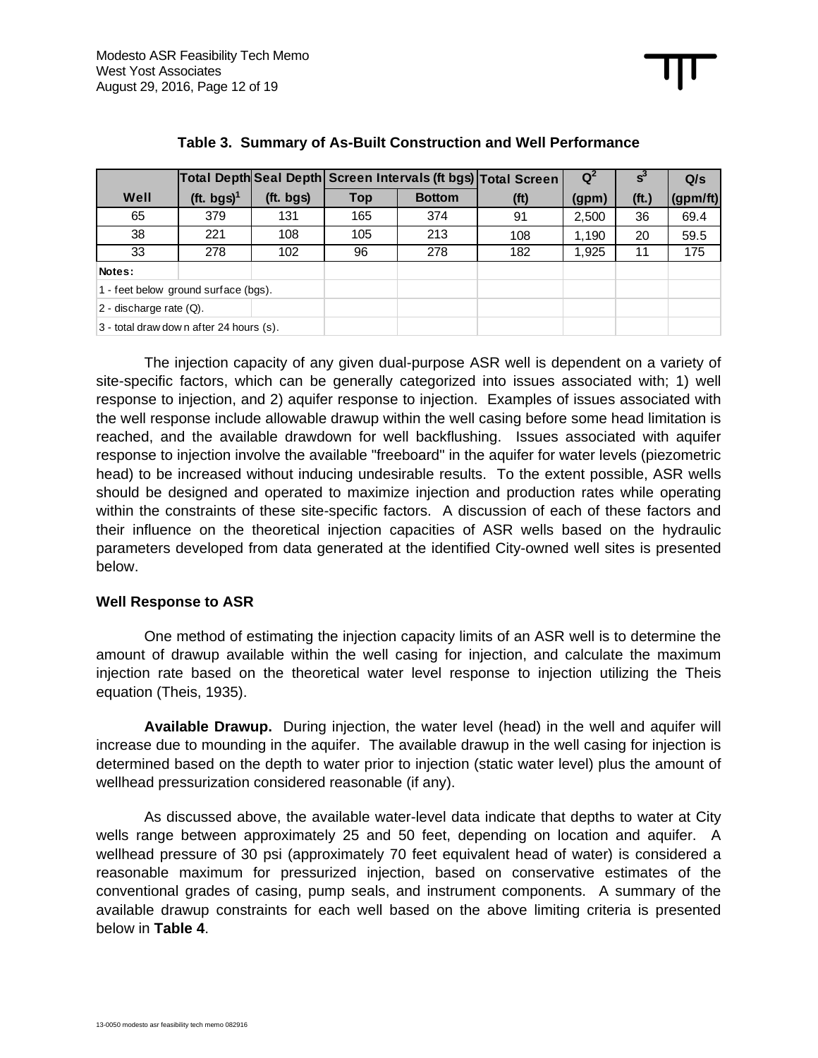**Table 3. Summary of As-Built Construction and Well Performance**

| Well | Total Depth (ft. bgs)[1] | Seal Depth (ft. bgs) | Screen Intervals (ft bgs) Top | Screen Intervals (ft bgs) Bottom | Total Screen (ft) | $Q^2$ (gpm) | $s^3$ (ft.) | Q/s (gpm/ft) |
|---|---|---|---|---|---|---|---|---|
| 65 | 379 | 131 | 165 | 374 | 91 | 2,500 | 36 | 69.4 |
| 38 | 221 | 108 | 105 | 213 | 108 | 1,190 | 20 | 59.5 |
| 33 | 278 | 102 | 96 | 278 | 182 | 1,925 | 11 | 175 |

**Notes:**
1 - feet below ground surface (bgs).
2 - discharge rate (Q).
3 - total drawdown after 24 hours (s).

The injection capacity of any given dual-purpose ASR well is dependent on a variety of site-specific factors, which can be generally categorized into issues associated with; 1) well response to injection, and 2) aquifer response to injection. Examples of issues associated with the well response include allowable drawup within the well casing before some head limitation is reached, and the available drawdown for well backflushing. Issues associated with aquifer response to injection involve the available "freeboard" in the aquifer for water levels (piezometric head) to be increased without inducing undesirable results. To the extent possible, ASR wells should be designed and operated to maximize injection and production rates while operating within the constraints of these site-specific factors. A discussion of each of these factors and their influence on the theoretical injection capacities of ASR wells based on the hydraulic parameters developed from data generated at the identified City-owned well sites is presented below.

### Well Response to ASR

One method of estimating the injection capacity limits of an ASR well is to determine the amount of drawup available within the well casing for injection, and calculate the maximum injection rate based on the theoretical water level response to injection utilizing the Theis equation (Theis, 1935).

**Available Drawup.** During injection, the water level (head) in the well and aquifer will increase due to mounding in the aquifer. The available drawup in the well casing for injection is determined based on the depth to water prior to injection (static water level) plus the amount of wellhead pressurization considered reasonable (if any).

As discussed above, the available water-level data indicate that depths to water at City wells range between approximately 25 and 50 feet, depending on location and aquifer. A wellhead pressure of 30 psi (approximately 70 feet equivalent head of water) is considered a reasonable maximum for pressurized injection, based on conservative estimates of the conventional grades of casing, pump seals, and instrument components. A summary of the available drawup constraints for each well based on the above limiting criteria is presented below in **Table 4**.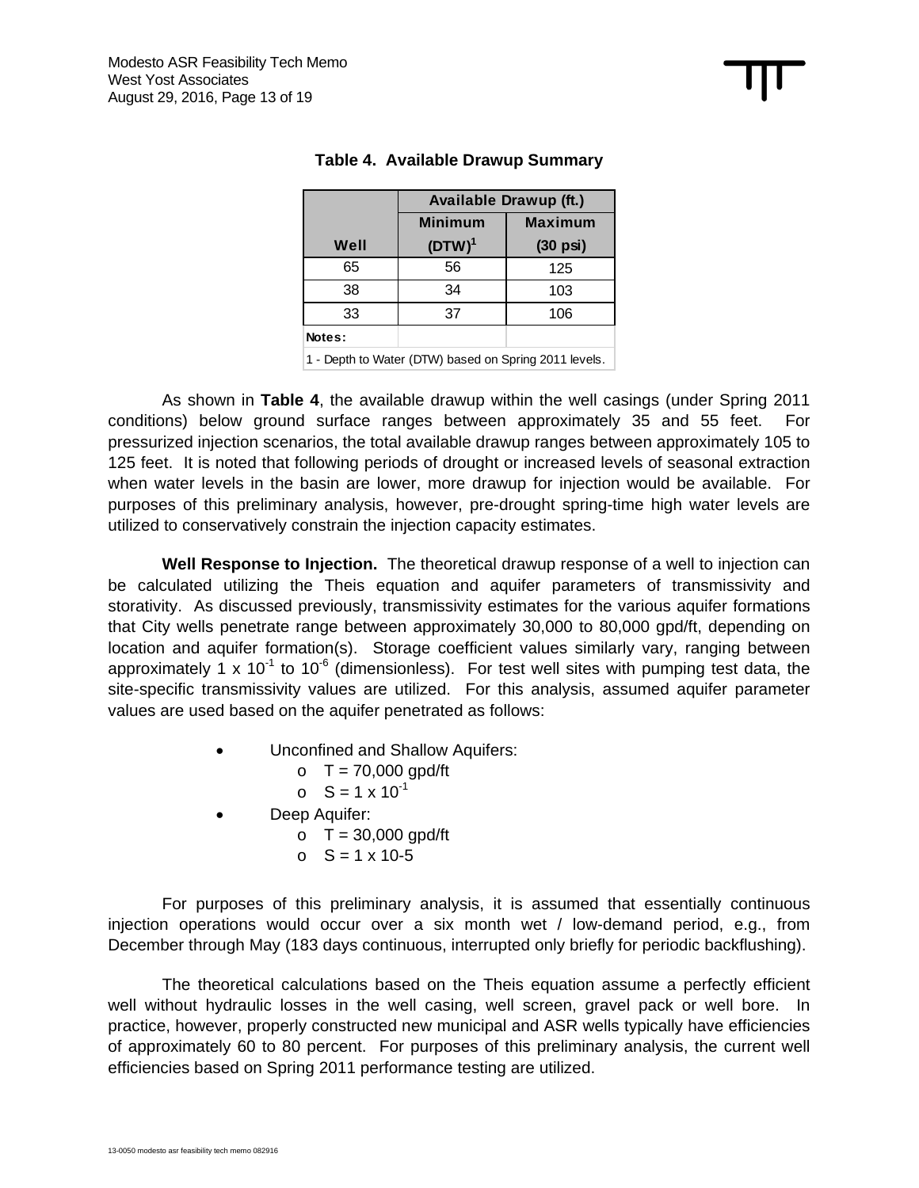**Table 4. Available Drawup Summary**

| Well | Available Drawup (ft.) | |
|---|---|---|
| | Minimum (DTW)[1] | Maximum (30 psi) |
| 65 | 56 | 125 |
| 38 | 34 | 103 |
| 33 | 37 | 106 |

**Notes:**
1 - Depth to Water (DTW) based on Spring 2011 levels.

As shown in **Table 4**, the available drawup within the well casings (under Spring 2011 conditions) below ground surface ranges between approximately 35 and 55 feet. For pressurized injection scenarios, the total available drawup ranges between approximately 105 to 125 feet. It is noted that following periods of drought or increased levels of seasonal extraction when water levels in the basin are lower, more drawup for injection would be available. For purposes of this preliminary analysis, however, pre-drought spring-time high water levels are utilized to conservatively constrain the injection capacity estimates.

**Well Response to Injection.** The theoretical drawup response of a well to injection can be calculated utilizing the Theis equation and aquifer parameters of transmissivity and storativity. As discussed previously, transmissivity estimates for the various aquifer formations that City wells penetrate range between approximately 30,000 to 80,000 gpd/ft, depending on location and aquifer formation(s). Storage coefficient values similarly vary, ranging between approximately $1 \times 10^{-1}$ to $10^{-6}$ (dimensionless). For test well sites with pumping test data, the site-specific transmissivity values are utilized. For this analysis, assumed aquifer parameter values are used based on the aquifer penetrated as follows:

- Unconfined and Shallow Aquifers:
  - $T = 70,000$ gpd/ft
  - $S = 1 \times 10^{-1}$
- Deep Aquifer:
  - $T = 30,000$ gpd/ft
  - S = 1 x 10-5

For purposes of this preliminary analysis, it is assumed that essentially continuous injection operations would occur over a six month wet / low-demand period, e.g., from December through May (183 days continuous, interrupted only briefly for periodic backflushing).

The theoretical calculations based on the Theis equation assume a perfectly efficient well without hydraulic losses in the well casing, well screen, gravel pack or well bore. In practice, however, properly constructed new municipal and ASR wells typically have efficiencies of approximately 60 to 80 percent. For purposes of this preliminary analysis, the current well efficiencies based on Spring 2011 performance testing are utilized.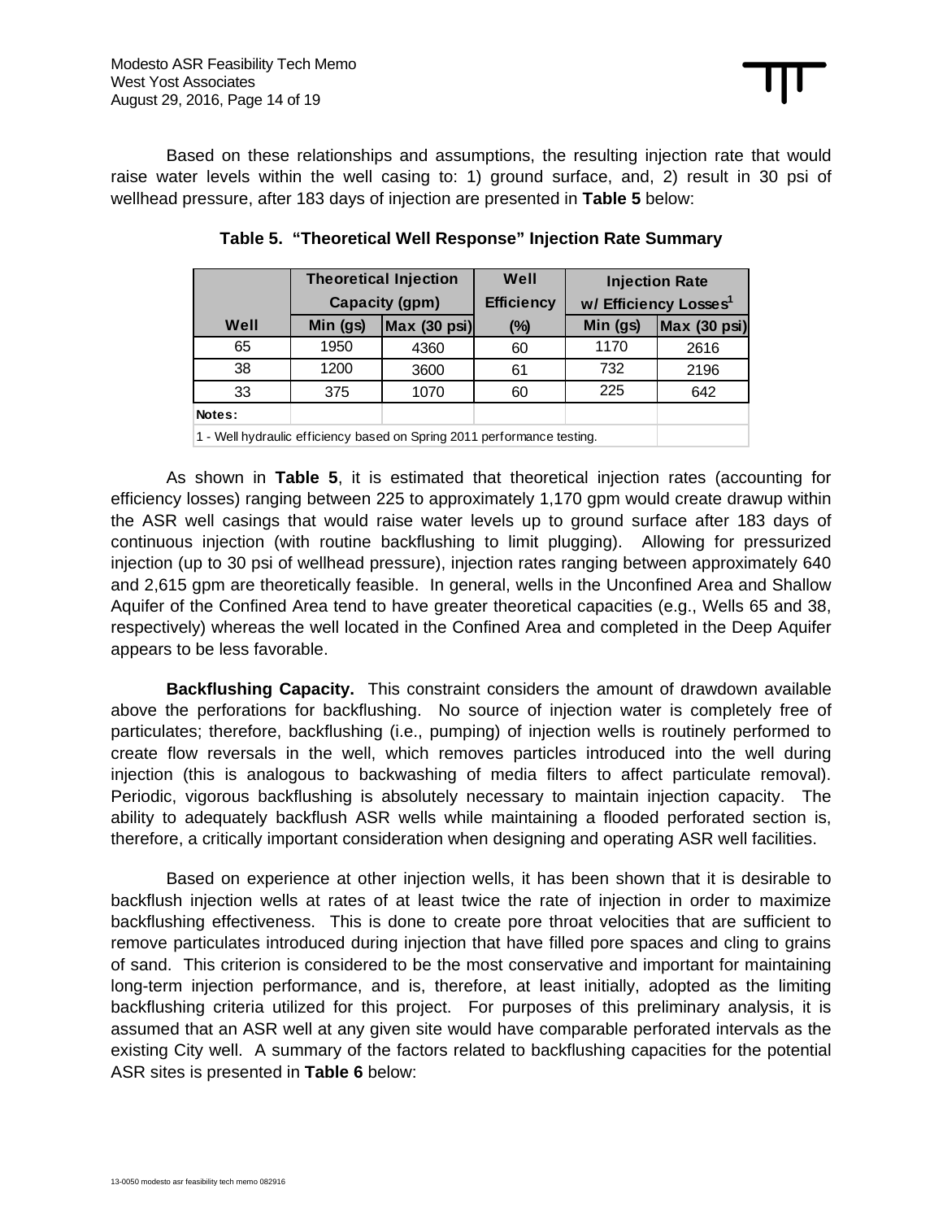Based on these relationships and assumptions, the resulting injection rate that would raise water levels within the well casing to: 1) ground surface, and, 2) result in 30 psi of wellhead pressure, after 183 days of injection are presented in **Table 5** below:

**Table 5. "Theoretical Well Response" Injection Rate Summary**

| Well | Theoretical Injection Capacity (gpm) | | Well Efficiency | Injection Rate w/ Efficiency Losses[1] | |
|---|---|---|---|---|---|
| | Min (gs) | Max (30 psi) | (%) | Min (gs) | Max (30 psi) |
| 65 | 1950 | 4360 | 60 | 1170 | 2616 |
| 38 | 1200 | 3600 | 61 | 732 | 2196 |
| 33 | 375 | 1070 | 60 | 225 | 642 |

**Notes:**

1 - Well hydraulic efficiency based on Spring 2011 performance testing.

As shown in **Table 5**, it is estimated that theoretical injection rates (accounting for efficiency losses) ranging between 225 to approximately 1,170 gpm would create drawup within the ASR well casings that would raise water levels up to ground surface after 183 days of continuous injection (with routine backflushing to limit plugging). Allowing for pressurized injection (up to 30 psi of wellhead pressure), injection rates ranging between approximately 640 and 2,615 gpm are theoretically feasible. In general, wells in the Unconfined Area and Shallow Aquifer of the Confined Area tend to have greater theoretical capacities (e.g., Wells 65 and 38, respectively) whereas the well located in the Confined Area and completed in the Deep Aquifer appears to be less favorable.

**Backflushing Capacity.** This constraint considers the amount of drawdown available above the perforations for backflushing. No source of injection water is completely free of particulates; therefore, backflushing (i.e., pumping) of injection wells is routinely performed to create flow reversals in the well, which removes particles introduced into the well during injection (this is analogous to backwashing of media filters to affect particulate removal). Periodic, vigorous backflushing is absolutely necessary to maintain injection capacity. The ability to adequately backflush ASR wells while maintaining a flooded perforated section is, therefore, a critically important consideration when designing and operating ASR well facilities.

Based on experience at other injection wells, it has been shown that it is desirable to backflush injection wells at rates of at least twice the rate of injection in order to maximize backflushing effectiveness. This is done to create pore throat velocities that are sufficient to remove particulates introduced during injection that have filled pore spaces and cling to grains of sand. This criterion is considered to be the most conservative and important for maintaining long-term injection performance, and is, therefore, at least initially, adopted as the limiting backflushing criteria utilized for this project. For purposes of this preliminary analysis, it is assumed that an ASR well at any given site would have comparable perforated intervals as the existing City well. A summary of the factors related to backflushing capacities for the potential ASR sites is presented in **Table 6** below: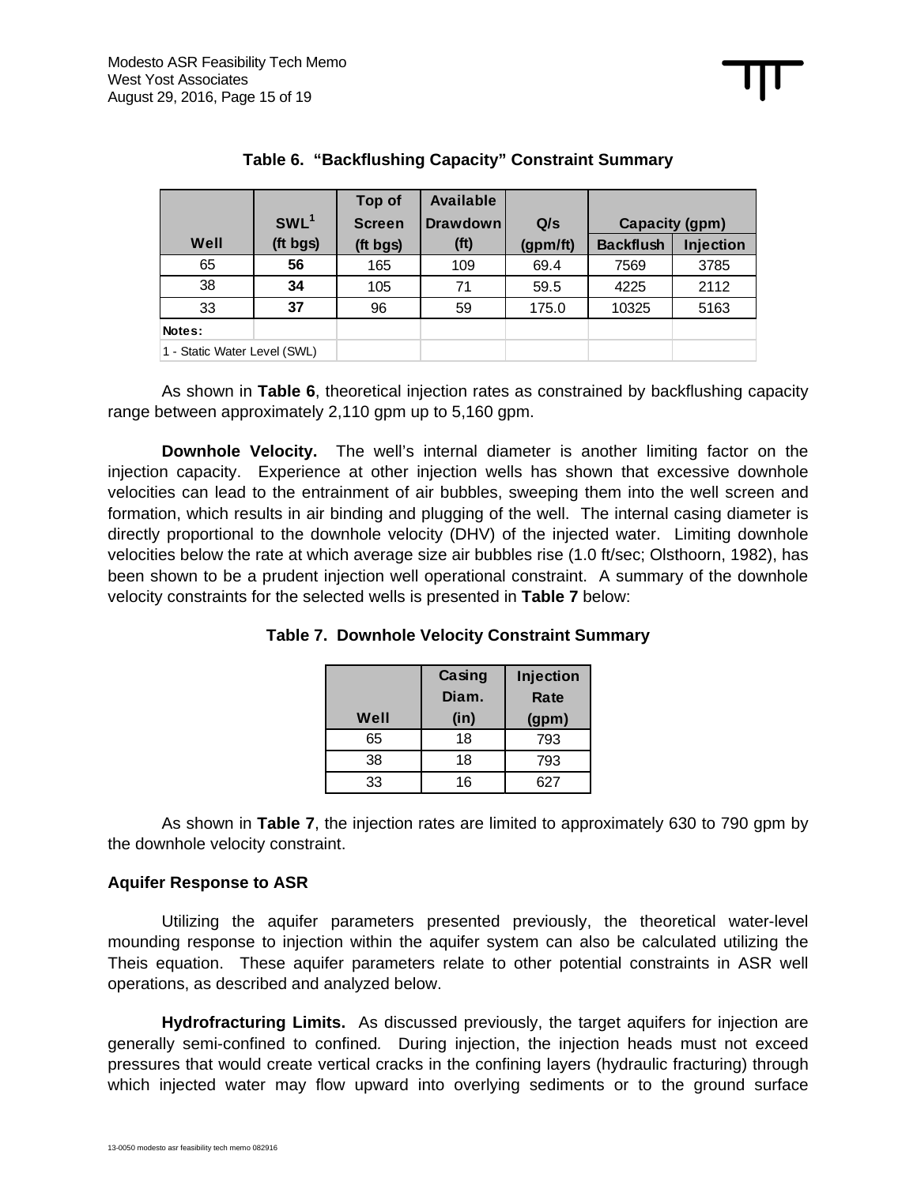**Table 6. "Backflushing Capacity" Constraint Summary**

| Well | SWL[1] (ft bgs) | Top of Screen (ft bgs) | Available Drawdown (ft) | Q/s (gpm/ft) | Capacity (gpm) | |
|---|---|---|---|---|---|---|
| | | | | | Backflush | Injection |
| 65 | **56** | 165 | 109 | 69.4 | 7569 | 3785 |
| 38 | **34** | 105 | 71 | 59.5 | 4225 | 2112 |
| 33 | **37** | 96 | 59 | 175.0 | 10325 | 5163 |
| **Notes:** | | | | | | |
| 1 - Static Water Level (SWL) | | | | | | |

As shown in **Table 6**, theoretical injection rates as constrained by backflushing capacity range between approximately 2,110 gpm up to 5,160 gpm.

**Downhole Velocity.** The well's internal diameter is another limiting factor on the injection capacity. Experience at other injection wells has shown that excessive downhole velocities can lead to the entrainment of air bubbles, sweeping them into the well screen and formation, which results in air binding and plugging of the well. The internal casing diameter is directly proportional to the downhole velocity (DHV) of the injected water. Limiting downhole velocities below the rate at which average size air bubbles rise (1.0 ft/sec; Olsthoorn, 1982), has been shown to be a prudent injection well operational constraint. A summary of the downhole velocity constraints for the selected wells is presented in **Table 7** below:

**Table 7. Downhole Velocity Constraint Summary**

| Well | Casing Diam. (in) | Injection Rate (gpm) |
|---|---|---|
| 65 | 18 | 793 |
| 38 | 18 | 793 |
| 33 | 16 | 627 |

As shown in **Table 7**, the injection rates are limited to approximately 630 to 790 gpm by the downhole velocity constraint.

### Aquifer Response to ASR

Utilizing the aquifer parameters presented previously, the theoretical water-level mounding response to injection within the aquifer system can also be calculated utilizing the Theis equation. These aquifer parameters relate to other potential constraints in ASR well operations, as described and analyzed below.

**Hydrofracturing Limits.** As discussed previously, the target aquifers for injection are generally semi-confined to confined. During injection, the injection heads must not exceed pressures that would create vertical cracks in the confining layers (hydraulic fracturing) through which injected water may flow upward into overlying sediments or to the ground surface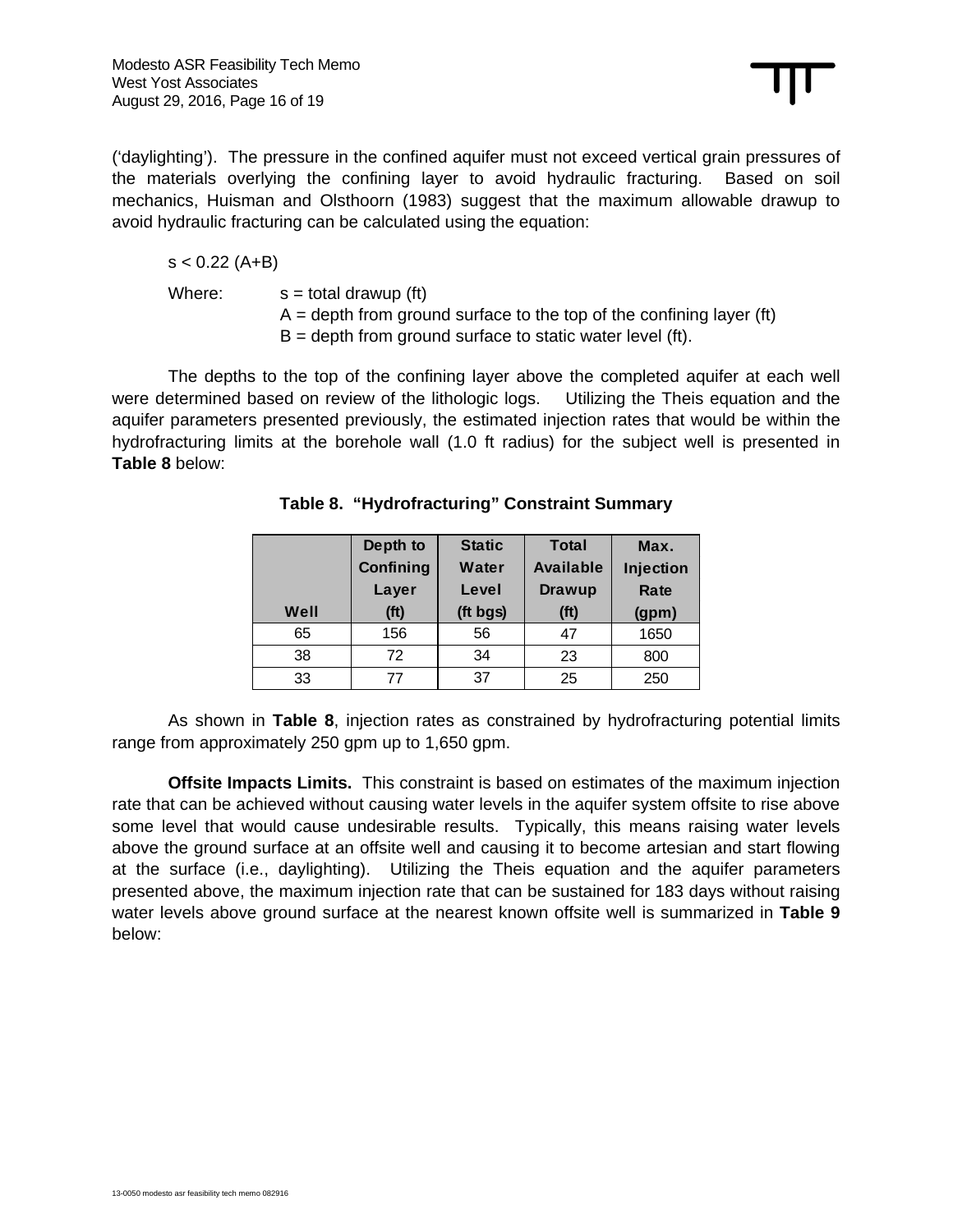('daylighting'). The pressure in the confined aquifer must not exceed vertical grain pressures of the materials overlying the confining layer to avoid hydraulic fracturing. Based on soil mechanics, Huisman and Olsthoorn (1983) suggest that the maximum allowable drawup to avoid hydraulic fracturing can be calculated using the equation:

$$s < 0.22\,(A+B)$$

Where: $s$ = total drawup (ft)
$A$ = depth from ground surface to the top of the confining layer (ft)
$B$ = depth from ground surface to static water level (ft).

The depths to the top of the confining layer above the completed aquifer at each well were determined based on review of the lithologic logs. Utilizing the Theis equation and the aquifer parameters presented previously, the estimated injection rates that would be within the hydrofracturing limits at the borehole wall (1.0 ft radius) for the subject well is presented in **Table 8** below:

**Table 8. "Hydrofracturing" Constraint Summary**

| Well | Depth to Confining Layer (ft) | Static Water Level (ft bgs) | Total Available Drawup (ft) | Max. Injection Rate (gpm) |
|---|---|---|---|---|
| 65 | 156 | 56 | 47 | 1650 |
| 38 | 72 | 34 | 23 | 800 |
| 33 | 77 | 37 | 25 | 250 |

As shown in **Table 8**, injection rates as constrained by hydrofracturing potential limits range from approximately 250 gpm up to 1,650 gpm.

**Offsite Impacts Limits.** This constraint is based on estimates of the maximum injection rate that can be achieved without causing water levels in the aquifer system offsite to rise above some level that would cause undesirable results. Typically, this means raising water levels above the ground surface at an offsite well and causing it to become artesian and start flowing at the surface (i.e., daylighting). Utilizing the Theis equation and the aquifer parameters presented above, the maximum injection rate that can be sustained for 183 days without raising water levels above ground surface at the nearest known offsite well is summarized in **Table 9** below: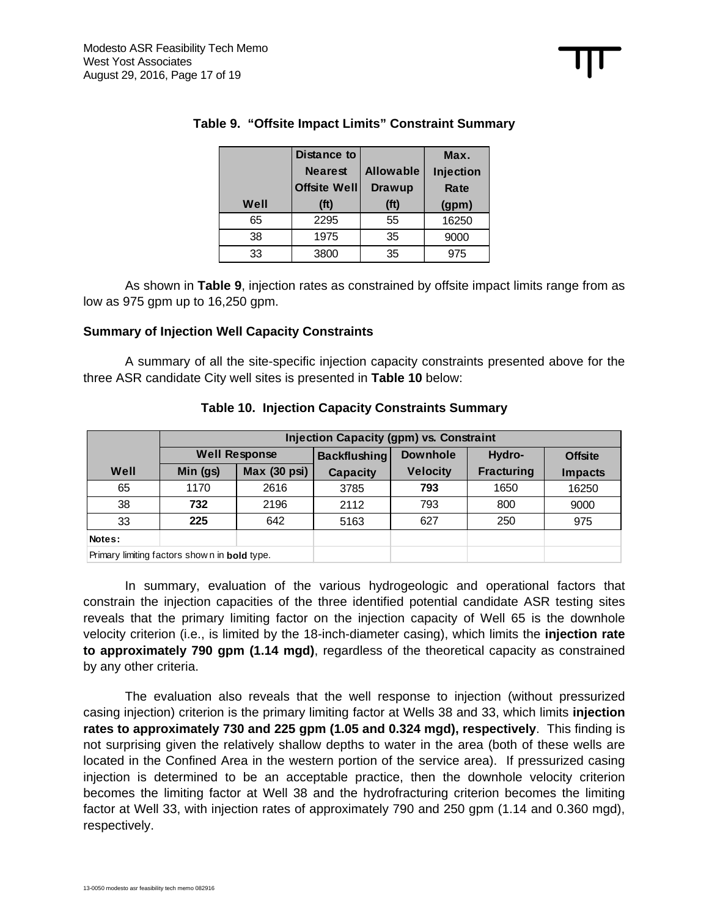**Table 9. "Offsite Impact Limits" Constraint Summary**

| Well | Distance to Nearest Offsite Well (ft) | Allowable Drawup (ft) | Max. Injection Rate (gpm) |
|---|---|---|---|
| 65 | 2295 | 55 | 16250 |
| 38 | 1975 | 35 | 9000 |
| 33 | 3800 | 35 | 975 |

As shown in **Table 9**, injection rates as constrained by offsite impact limits range from as low as 975 gpm up to 16,250 gpm.

**Summary of Injection Well Capacity Constraints**

A summary of all the site-specific injection capacity constraints presented above for the three ASR candidate City well sites is presented in **Table 10** below:

**Table 10. Injection Capacity Constraints Summary**

| | Injection Capacity (gpm) vs. Constraint | | | | | |
|---|---|---|---|---|---|---|
| | Well Response | | Backflushing | Downhole | Hydro- | Offsite |
| Well | Min (gs) | Max (30 psi) | Capacity | Velocity | Fracturing | Impacts |
| 65 | 1170 | 2616 | 3785 | **793** | 1650 | 16250 |
| 38 | **732** | 2196 | 2112 | 793 | 800 | 9000 |
| 33 | **225** | 642 | 5163 | 627 | 250 | 975 |
| **Notes:** | | | | | | |
| Primary limiting factors shown in **bold** type. | | | | | | |

In summary, evaluation of the various hydrogeologic and operational factors that constrain the injection capacities of the three identified potential candidate ASR testing sites reveals that the primary limiting factor on the injection capacity of Well 65 is the downhole velocity criterion (i.e., is limited by the 18-inch-diameter casing), which limits the **injection rate to approximately 790 gpm (1.14 mgd)**, regardless of the theoretical capacity as constrained by any other criteria.

The evaluation also reveals that the well response to injection (without pressurized casing injection) criterion is the primary limiting factor at Wells 38 and 33, which limits **injection rates to approximately 730 and 225 gpm (1.05 and 0.324 mgd), respectively**. This finding is not surprising given the relatively shallow depths to water in the area (both of these wells are located in the Confined Area in the western portion of the service area). If pressurized casing injection is determined to be an acceptable practice, then the downhole velocity criterion becomes the limiting factor at Well 38 and the hydrofracturing criterion becomes the limiting factor at Well 33, with injection rates of approximately 790 and 250 gpm (1.14 and 0.360 mgd), respectively.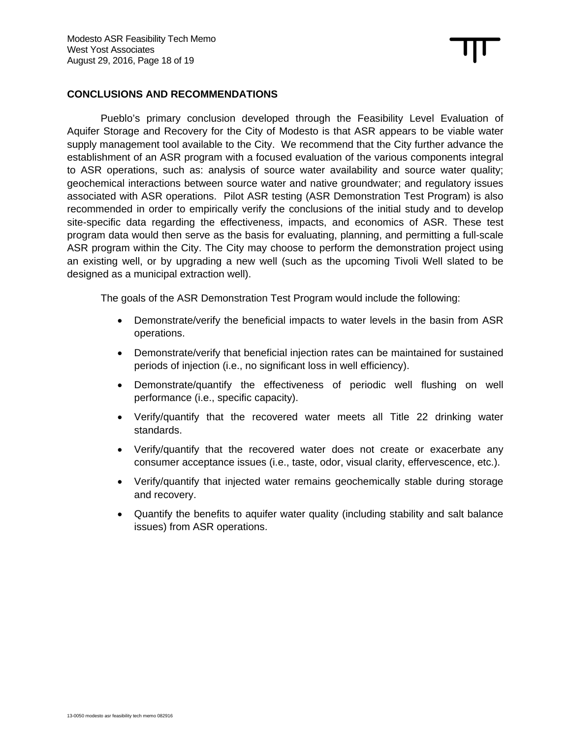## CONCLUSIONS AND RECOMMENDATIONS

Pueblo's primary conclusion developed through the Feasibility Level Evaluation of Aquifer Storage and Recovery for the City of Modesto is that ASR appears to be viable water supply management tool available to the City. We recommend that the City further advance the establishment of an ASR program with a focused evaluation of the various components integral to ASR operations, such as: analysis of source water availability and source water quality; geochemical interactions between source water and native groundwater; and regulatory issues associated with ASR operations. Pilot ASR testing (ASR Demonstration Test Program) is also recommended in order to empirically verify the conclusions of the initial study and to develop site-specific data regarding the effectiveness, impacts, and economics of ASR. These test program data would then serve as the basis for evaluating, planning, and permitting a full-scale ASR program within the City. The City may choose to perform the demonstration project using an existing well, or by upgrading a new well (such as the upcoming Tivoli Well slated to be designed as a municipal extraction well).

The goals of the ASR Demonstration Test Program would include the following:

- Demonstrate/verify the beneficial impacts to water levels in the basin from ASR operations.
- Demonstrate/verify that beneficial injection rates can be maintained for sustained periods of injection (i.e., no significant loss in well efficiency).
- Demonstrate/quantify the effectiveness of periodic well flushing on well performance (i.e., specific capacity).
- Verify/quantify that the recovered water meets all Title 22 drinking water standards.
- Verify/quantify that the recovered water does not create or exacerbate any consumer acceptance issues (i.e., taste, odor, visual clarity, effervescence, etc.).
- Verify/quantify that injected water remains geochemically stable during storage and recovery.
- Quantify the benefits to aquifer water quality (including stability and salt balance issues) from ASR operations.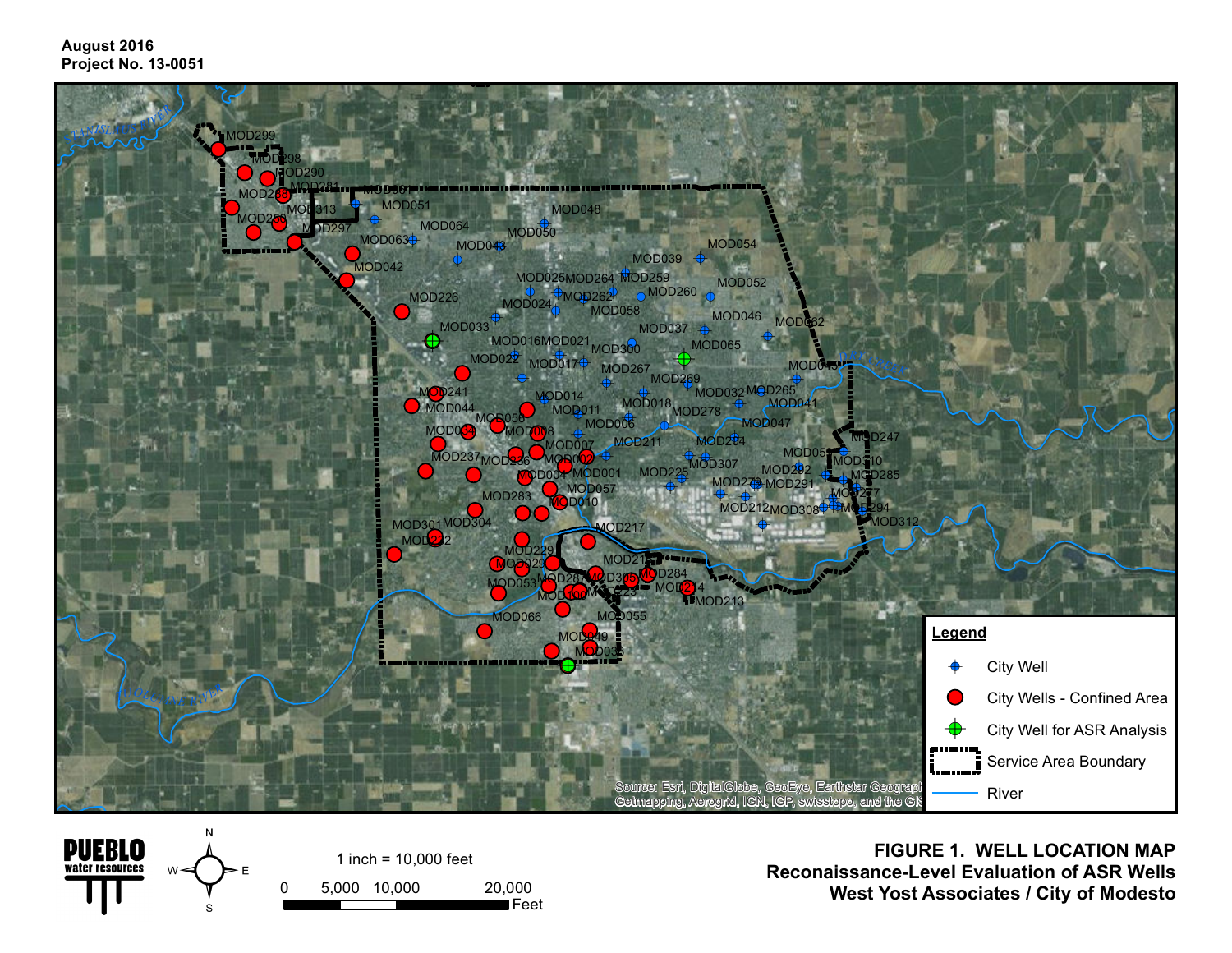August 2016
Project No. 13-0051

MOD299
MOD298
MOD290
MOD288
MOD281
MOD001
MOD313
MOD051
MOD259
MOD297
MOD048
MOD064
MOD050
MOD063
MOD043
MOD042
MOD039
MOD054
MOD025
MOD264
MOD259
MOD052
MOD226
MOD024
MOD262
MOD260
MOD058
MOD046
MOD062
MOD033
MOD037
MOD016
MOD021
MOD065
MOD300
MOD022
MOD017
MOD267
MOD269
MOD241
MOD014
MOD032
MOD265
MOD044
MOD011
MOD018
MOD041
MOD056
MOD278
MOD034
MOD008
MOD006
MOD047
MOD007
MOD211
MOD204
MOD247
MOD237
MOD236
MOD002
MOD307
MOD059
MOD310
MOD004
MOD001
MOD225
MOD292
MOD285
MOD057
MOD279
MOD291
MOD277
MOD283
MOD010
MOD212
MOD308
MOD294
MOD301
MOD304
MOD217
MOD312
MOD232
MOD229
MOD215
MOD029
MOD287
MOD284
MOD053
MOD305
MOD214
MOD100
MOD223
MOD213
MOD066
MOD055
MOD049
MOD038

Stanislaus River
Tuolumne River

Source: Esri, DigitalGlobe, GeoEye, Earthstar Geographics, Getmapping, Aerogrid, IGN, IGP, swisstopo, and the GIS

**Legend**

- City Well
- City Wells - Confined Area
- City Well for ASR Analysis
- Service Area Boundary
- River

PUEBLO water resources

N
W E
S

1 inch = 10,000 feet

0 5,000 10,000 20,000 Feet

**FIGURE 1. WELL LOCATION MAP**
**Reconaissance-Level Evaluation of ASR Wells**
**West Yost Associates / City of Modesto**